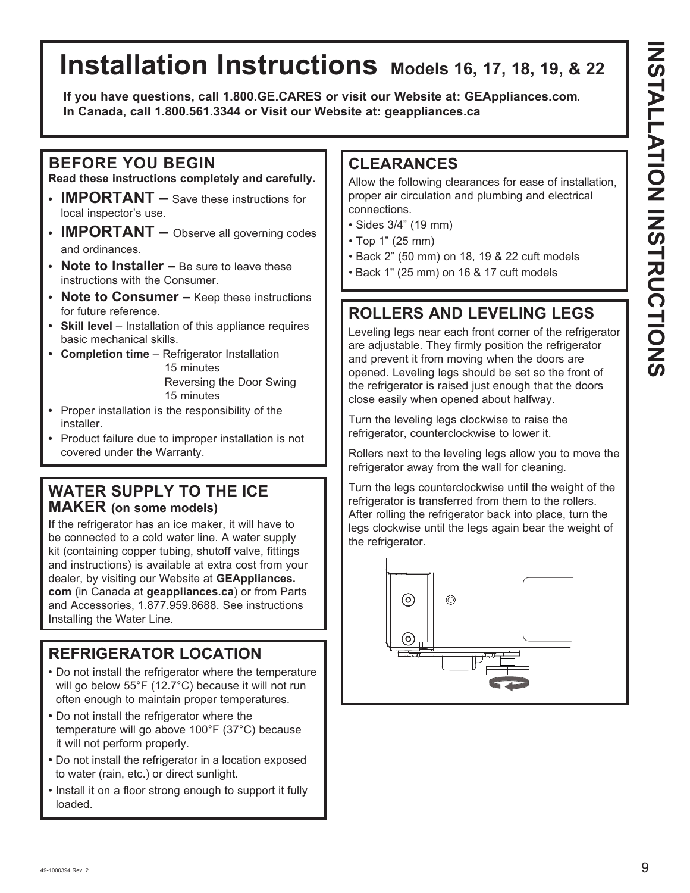# Installation Instructions Models 16, 17, 18, 19, & 22

**If you have questions, call 1.800.GE.CARES or visit our Website at: GEAppliances.com.**
**In Canada, call 1.800.561.3344 or Visit our Website at: geappliances.ca**

## BEFORE YOU BEGIN

**Read these instructions completely and carefully.**

- **IMPORTANT –** Save these instructions for local inspector's use.
- **IMPORTANT –** Observe all governing codes and ordinances.
- **Note to Installer –** Be sure to leave these instructions with the Consumer.
- **Note to Consumer –** Keep these instructions for future reference.
- **Skill level** – Installation of this appliance requires basic mechanical skills.
- **Completion time** – Refrigerator Installation 15 minutes
  Reversing the Door Swing 15 minutes
- Proper installation is the responsibility of the installer.
- Product failure due to improper installation is not covered under the Warranty.

## WATER SUPPLY TO THE ICE MAKER (on some models)

If the refrigerator has an ice maker, it will have to be connected to a cold water line. A water supply kit (containing copper tubing, shutoff valve, fittings and instructions) is available at extra cost from your dealer, by visiting our Website at **GEAppliances.com** (in Canada at **geappliances.ca**) or from Parts and Accessories, 1.877.959.8688. See instructions Installing the Water Line.

## REFRIGERATOR LOCATION

- Do not install the refrigerator where the temperature will go below 55°F (12.7°C) because it will not run often enough to maintain proper temperatures.
- Do not install the refrigerator where the temperature will go above 100°F (37°C) because it will not perform properly.
- Do not install the refrigerator in a location exposed to water (rain, etc.) or direct sunlight.
- Install it on a floor strong enough to support it fully loaded.

## CLEARANCES

Allow the following clearances for ease of installation, proper air circulation and plumbing and electrical connections.

- Sides 3/4" (19 mm)
- Top 1" (25 mm)
- Back 2" (50 mm) on 18, 19 & 22 cuft models
- Back 1" (25 mm) on 16 & 17 cuft models

## ROLLERS AND LEVELING LEGS

Leveling legs near each front corner of the refrigerator are adjustable. They firmly position the refrigerator and prevent it from moving when the doors are opened. Leveling legs should be set so the front of the refrigerator is raised just enough that the doors close easily when opened about halfway.

Turn the leveling legs clockwise to raise the refrigerator, counterclockwise to lower it.

Rollers next to the leveling legs allow you to move the refrigerator away from the wall for cleaning.

Turn the legs counterclockwise until the weight of the refrigerator is transferred from them to the rollers. After rolling the refrigerator back into place, turn the legs clockwise until the legs again bear the weight of the refrigerator.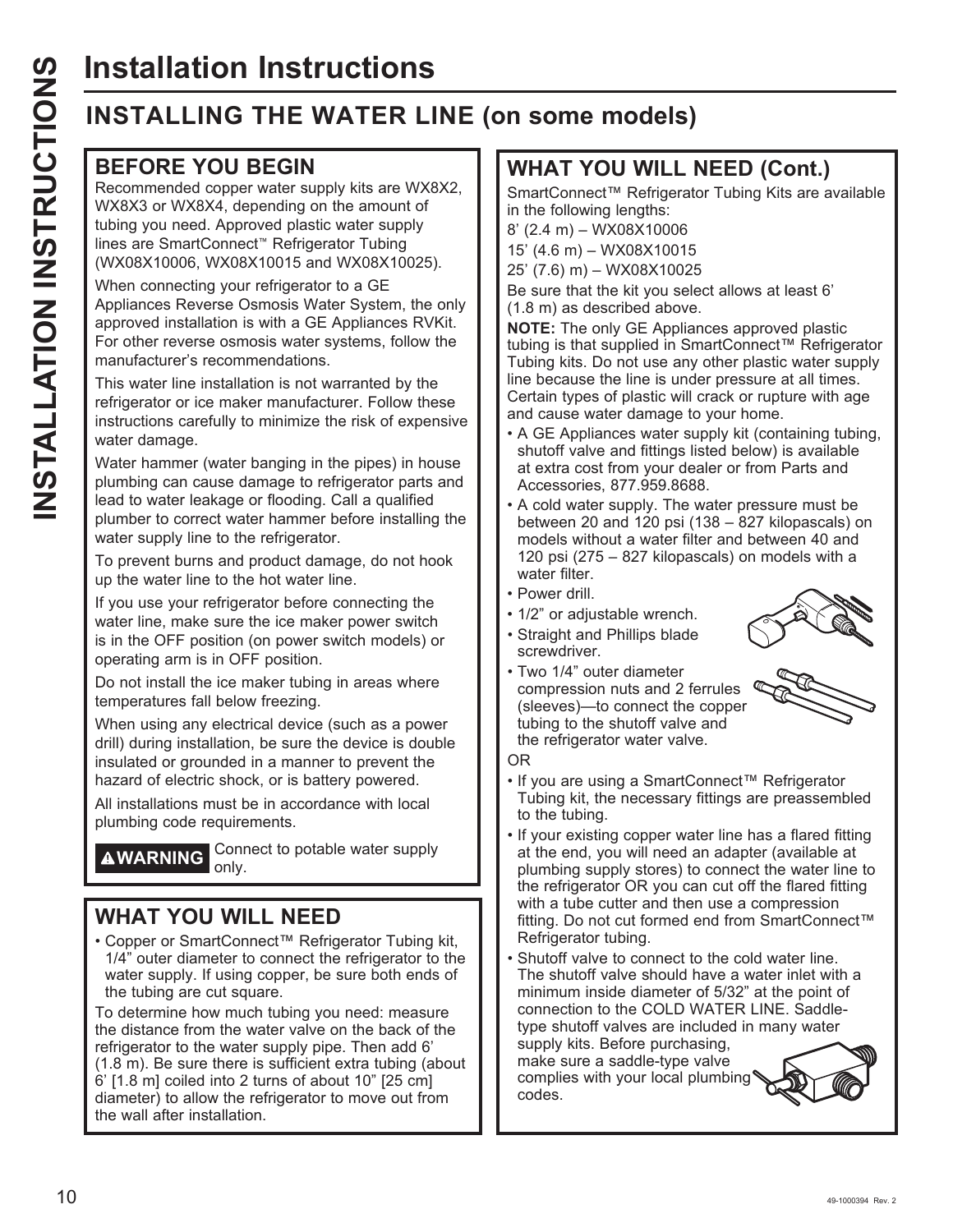# Installation Instructions

## INSTALLING THE WATER LINE (on some models)

### BEFORE YOU BEGIN

Recommended copper water supply kits are WX8X2, WX8X3 or WX8X4, depending on the amount of tubing you need. Approved plastic water supply lines are SmartConnect™ Refrigerator Tubing (WX08X10006, WX08X10015 and WX08X10025).

When connecting your refrigerator to a GE Appliances Reverse Osmosis Water System, the only approved installation is with a GE Appliances RVKit. For other reverse osmosis water systems, follow the manufacturer's recommendations.

This water line installation is not warranted by the refrigerator or ice maker manufacturer. Follow these instructions carefully to minimize the risk of expensive water damage.

Water hammer (water banging in the pipes) in house plumbing can cause damage to refrigerator parts and lead to water leakage or flooding. Call a qualified plumber to correct water hammer before installing the water supply line to the refrigerator.

To prevent burns and product damage, do not hook up the water line to the hot water line.

If you use your refrigerator before connecting the water line, make sure the ice maker power switch is in the OFF position (on power switch models) or operating arm is in OFF position.

Do not install the ice maker tubing in areas where temperatures fall below freezing.

When using any electrical device (such as a power drill) during installation, be sure the device is double insulated or grounded in a manner to prevent the hazard of electric shock, or is battery powered.

All installations must be in accordance with local plumbing code requirements.

**⚠WARNING** Connect to potable water supply only.

### WHAT YOU WILL NEED

- Copper or SmartConnect™ Refrigerator Tubing kit, 1/4" outer diameter to connect the refrigerator to the water supply. If using copper, be sure both ends of the tubing are cut square.

To determine how much tubing you need: measure the distance from the water valve on the back of the refrigerator to the water supply pipe. Then add 6' (1.8 m). Be sure there is sufficient extra tubing (about 6' [1.8 m] coiled into 2 turns of about 10" [25 cm] diameter) to allow the refrigerator to move out from the wall after installation.

### WHAT YOU WILL NEED (Cont.)

SmartConnect™ Refrigerator Tubing Kits are available in the following lengths:

8' (2.4 m) – WX08X10006

15' (4.6 m) – WX08X10015

25' (7.6) m) – WX08X10025

Be sure that the kit you select allows at least 6' (1.8 m) as described above.

**NOTE:** The only GE Appliances approved plastic tubing is that supplied in SmartConnect™ Refrigerator Tubing kits. Do not use any other plastic water supply line because the line is under pressure at all times. Certain types of plastic will crack or rupture with age and cause water damage to your home.

- A GE Appliances water supply kit (containing tubing, shutoff valve and fittings listed below) is available at extra cost from your dealer or from Parts and Accessories, 877.959.8688.
- A cold water supply. The water pressure must be between 20 and 120 psi (138 – 827 kilopascals) on models without a water filter and between 40 and 120 psi (275 – 827 kilopascals) on models with a water filter.
- Power drill.
- 1/2" or adjustable wrench.
- Straight and Phillips blade screwdriver.
- Two 1/4" outer diameter compression nuts and 2 ferrules (sleeves)—to connect the copper tubing to the shutoff valve and the refrigerator water valve.

OR

- If you are using a SmartConnect™ Refrigerator Tubing kit, the necessary fittings are preassembled to the tubing.
- If your existing copper water line has a flared fitting at the end, you will need an adapter (available at plumbing supply stores) to connect the water line to the refrigerator OR you can cut off the flared fitting with a tube cutter and then use a compression fitting. Do not cut formed end from SmartConnect™ Refrigerator tubing.
- Shutoff valve to connect to the cold water line. The shutoff valve should have a water inlet with a minimum inside diameter of 5/32" at the point of connection to the COLD WATER LINE. Saddle-type shutoff valves are included in many water supply kits. Before purchasing, make sure a saddle-type valve complies with your local plumbing codes.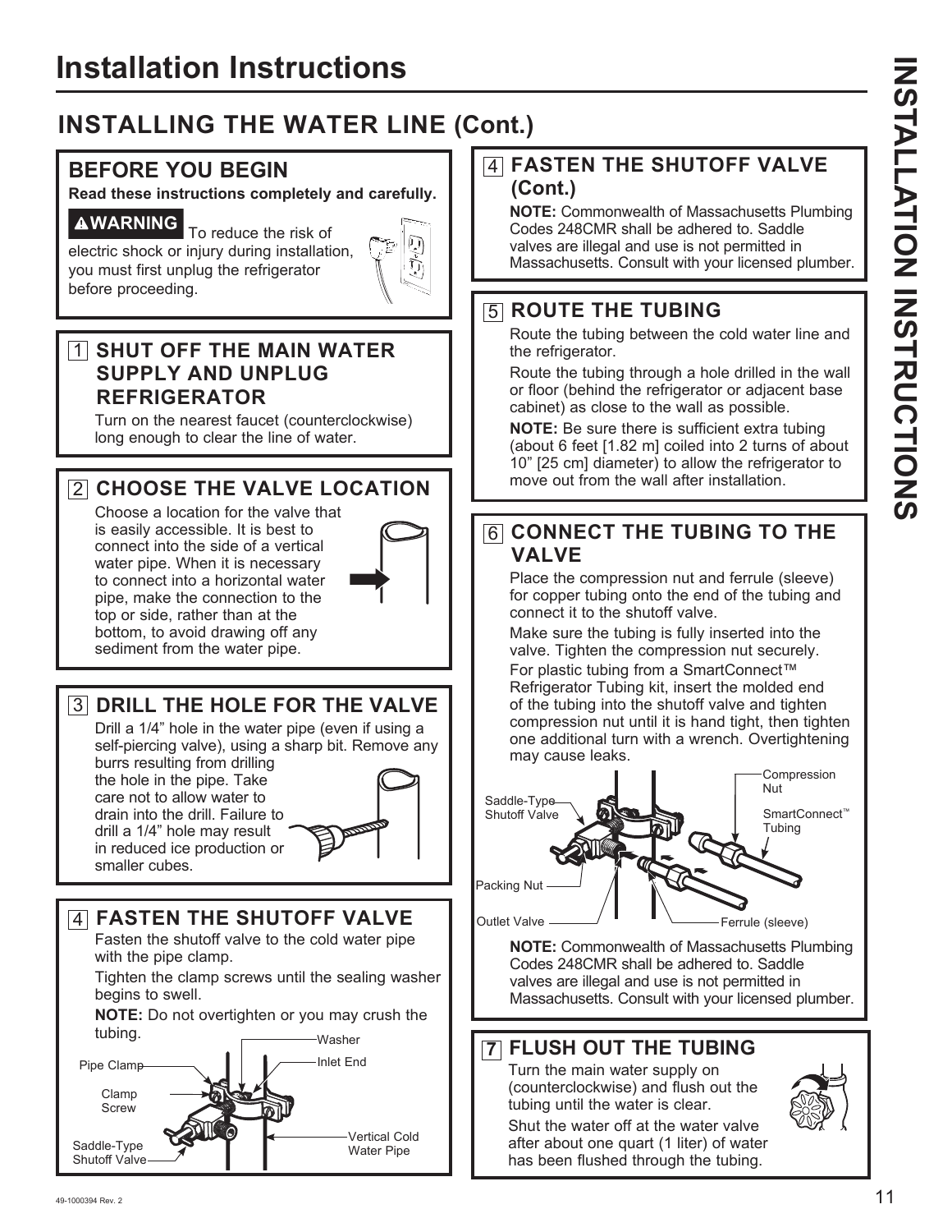# Installation Instructions

## INSTALLING THE WATER LINE (Cont.)

### BEFORE YOU BEGIN

**Read these instructions completely and carefully.**

**⚠WARNING** To reduce the risk of electric shock or injury during installation, you must first unplug the refrigerator before proceeding.

### 1 SHUT OFF THE MAIN WATER SUPPLY AND UNPLUG REFRIGERATOR

Turn on the nearest faucet (counterclockwise) long enough to clear the line of water.

### 2 CHOOSE THE VALVE LOCATION

Choose a location for the valve that is easily accessible. It is best to connect into the side of a vertical water pipe. When it is necessary to connect into a horizontal water pipe, make the connection to the top or side, rather than at the bottom, to avoid drawing off any sediment from the water pipe.

### 3 DRILL THE HOLE FOR THE VALVE

Drill a 1/4" hole in the water pipe (even if using a self-piercing valve), using a sharp bit. Remove any burrs resulting from drilling the hole in the pipe. Take care not to allow water to drain into the drill. Failure to drill a 1/4" hole may result in reduced ice production or smaller cubes.

### 4 FASTEN THE SHUTOFF VALVE

Fasten the shutoff valve to the cold water pipe with the pipe clamp.

Tighten the clamp screws until the sealing washer begins to swell.

**NOTE:** Do not overtighten or you may crush the tubing.

Pipe Clamp, Clamp Screw, Saddle-Type Shutoff Valve, Washer, Inlet End, Vertical Cold Water Pipe

### 4 FASTEN THE SHUTOFF VALVE (Cont.)

**NOTE:** Commonwealth of Massachusetts Plumbing Codes 248CMR shall be adhered to. Saddle valves are illegal and use is not permitted in Massachusetts. Consult with your licensed plumber.

### 5 ROUTE THE TUBING

Route the tubing between the cold water line and the refrigerator.

Route the tubing through a hole drilled in the wall or floor (behind the refrigerator or adjacent base cabinet) as close to the wall as possible.

**NOTE:** Be sure there is sufficient extra tubing (about 6 feet [1.82 m] coiled into 2 turns of about 10" [25 cm] diameter) to allow the refrigerator to move out from the wall after installation.

### 6 CONNECT THE TUBING TO THE VALVE

Place the compression nut and ferrule (sleeve) for copper tubing onto the end of the tubing and connect it to the shutoff valve.

Make sure the tubing is fully inserted into the valve. Tighten the compression nut securely.

For plastic tubing from a SmartConnect™ Refrigerator Tubing kit, insert the molded end of the tubing into the shutoff valve and tighten compression nut until it is hand tight, then tighten one additional turn with a wrench. Overtightening may cause leaks.

Saddle-Type Shutoff Valve, Packing Nut, Outlet Valve, Compression Nut, SmartConnect™ Tubing, Ferrule (sleeve)

**NOTE:** Commonwealth of Massachusetts Plumbing Codes 248CMR shall be adhered to. Saddle valves are illegal and use is not permitted in Massachusetts. Consult with your licensed plumber.

### 7 FLUSH OUT THE TUBING

Turn the main water supply on (counterclockwise) and flush out the tubing until the water is clear.

Shut the water off at the water valve after about one quart (1 liter) of water has been flushed through the tubing.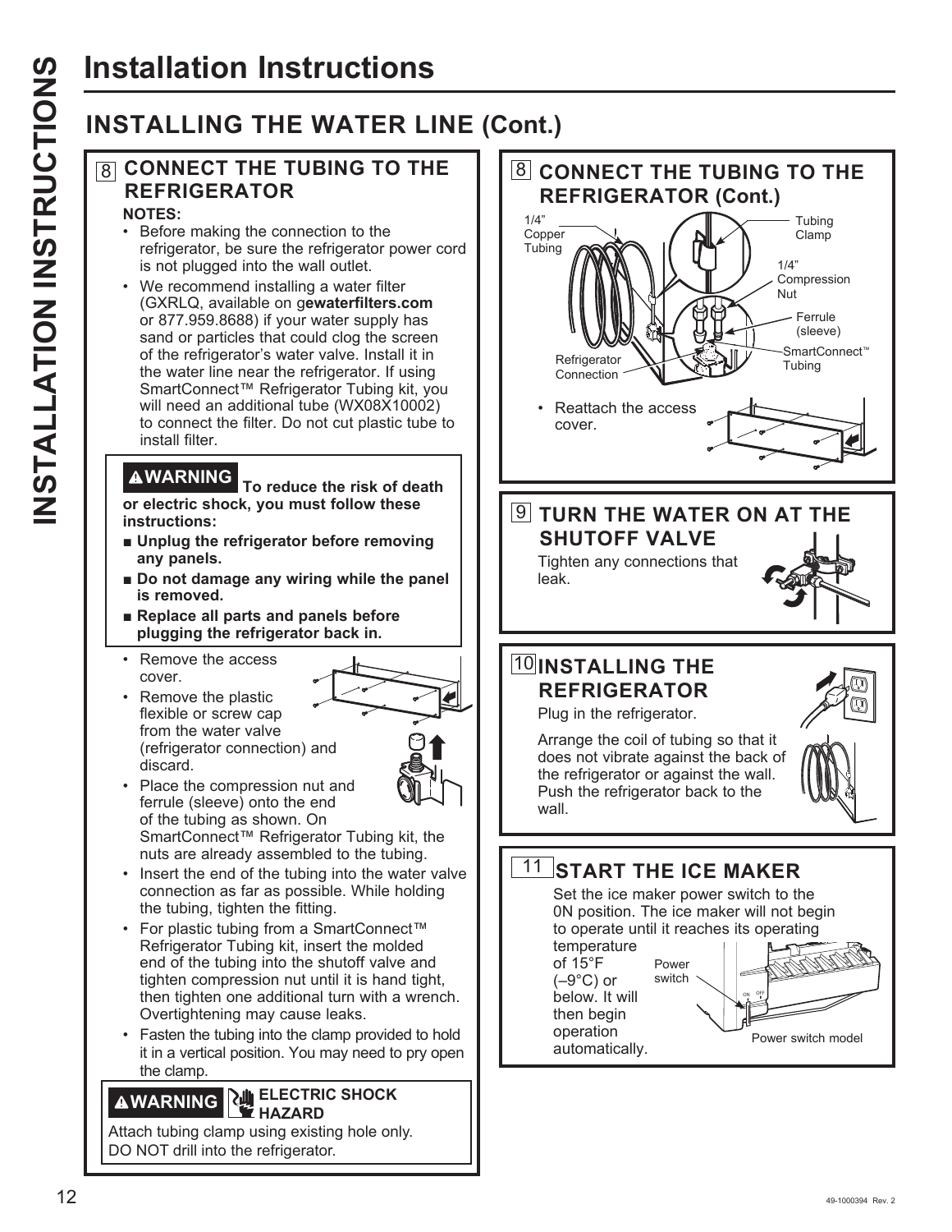# Installation Instructions

## INSTALLING THE WATER LINE (Cont.)

### 8 CONNECT THE TUBING TO THE REFRIGERATOR

**NOTES:**

- Before making the connection to the refrigerator, be sure the refrigerator power cord is not plugged into the wall outlet.
- We recommend installing a water filter (GXRLQ, available on g**ewaterfilters.com** or 877.959.8688) if your water supply has sand or particles that could clog the screen of the refrigerator's water valve. Install it in the water line near the refrigerator. If using SmartConnect™ Refrigerator Tubing kit, you will need an additional tube (WX08X10002) to connect the filter. Do not cut plastic tube to install filter.

**⚠WARNING** **To reduce the risk of death or electric shock, you must follow these instructions:**

- **Unplug the refrigerator before removing any panels.**
- **Do not damage any wiring while the panel is removed.**
- **Replace all parts and panels before plugging the refrigerator back in.**

- Remove the access cover.
- Remove the plastic flexible or screw cap from the water valve (refrigerator connection) and discard.
- Place the compression nut and ferrule (sleeve) onto the end of the tubing as shown. On SmartConnect™ Refrigerator Tubing kit, the nuts are already assembled to the tubing.
- Insert the end of the tubing into the water valve connection as far as possible. While holding the tubing, tighten the fitting.
- For plastic tubing from a SmartConnect™ Refrigerator Tubing kit, insert the molded end of the tubing into the shutoff valve and tighten compression nut until it is hand tight, then tighten one additional turn with a wrench. Overtightening may cause leaks.
- Fasten the tubing into the clamp provided to hold it in a vertical position. You may need to pry open the clamp.

**⚠WARNING** **ELECTRIC SHOCK HAZARD**

Attach tubing clamp using existing hole only. DO NOT drill into the refrigerator.

### 8 CONNECT THE TUBING TO THE REFRIGERATOR (Cont.)

1/4" Copper Tubing

Tubing Clamp

1/4" Compression Nut

Ferrule (sleeve)

SmartConnect™ Tubing

Refrigerator Connection

- Reattach the access cover.

### 9 TURN THE WATER ON AT THE SHUTOFF VALVE

Tighten any connections that leak.

### 10 INSTALLING THE REFRIGERATOR

Plug in the refrigerator.

Arrange the coil of tubing so that it does not vibrate against the back of the refrigerator or against the wall. Push the refrigerator back to the wall.

### 11 START THE ICE MAKER

Set the ice maker power switch to the 0N position. The ice maker will not begin to operate until it reaches its operating temperature of 15°F (–9°C) or below. It will then begin operation automatically.

Power switch

Power switch model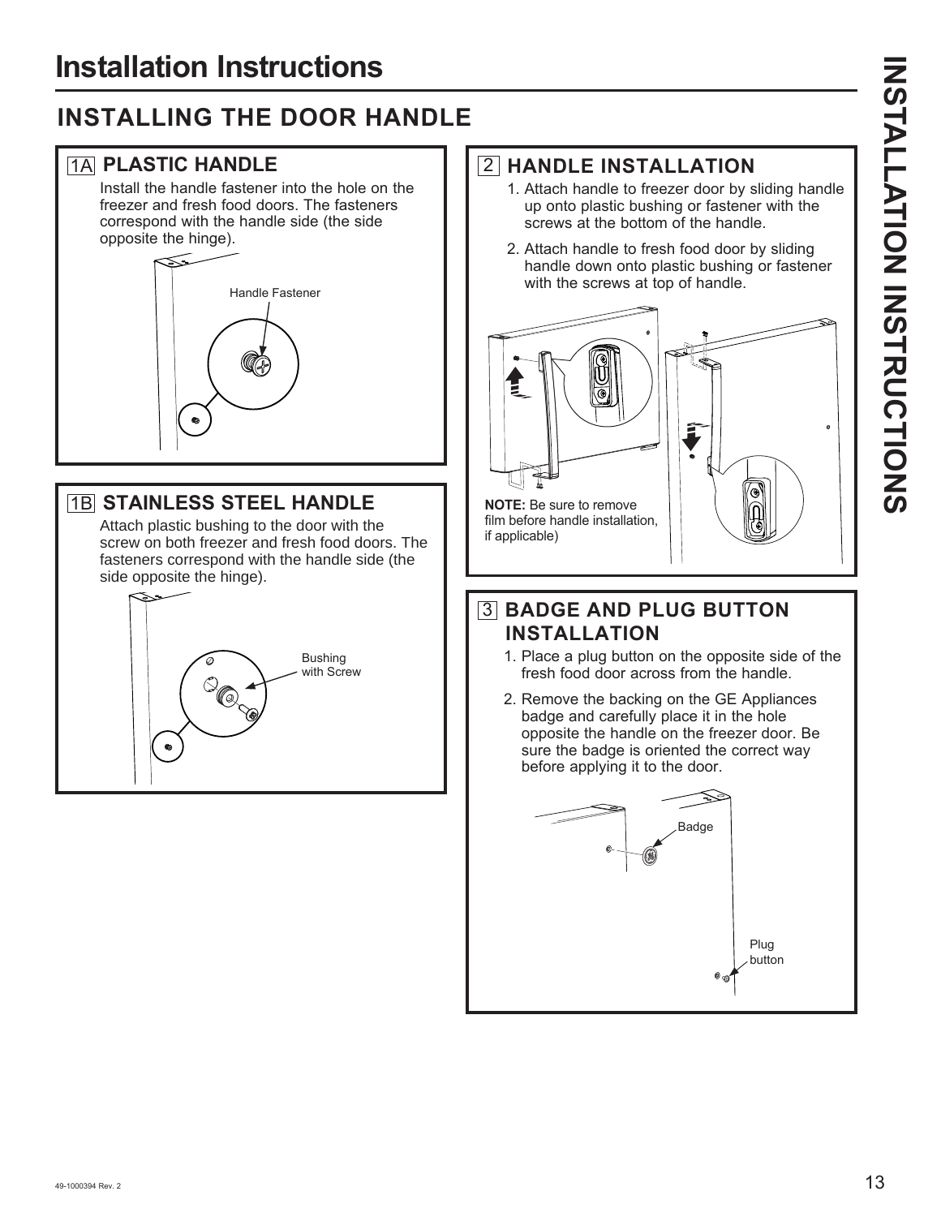# Installation Instructions

## INSTALLING THE DOOR HANDLE

### 1A PLASTIC HANDLE

Install the handle fastener into the hole on the freezer and fresh food doors. The fasteners correspond with the handle side (the side opposite the hinge).

Handle Fastener

### 1B STAINLESS STEEL HANDLE

Attach plastic bushing to the door with the screw on both freezer and fresh food doors. The fasteners correspond with the handle side (the side opposite the hinge).

Bushing with Screw

### 2 HANDLE INSTALLATION

1. Attach handle to freezer door by sliding handle up onto plastic bushing or fastener with the screws at the bottom of the handle.
2. Attach handle to fresh food door by sliding handle down onto plastic bushing or fastener with the screws at top of handle.

**NOTE:** Be sure to remove film before handle installation, if applicable)

### 3 BADGE AND PLUG BUTTON INSTALLATION

1. Place a plug button on the opposite side of the fresh food door across from the handle.
2. Remove the backing on the GE Appliances badge and carefully place it in the hole opposite the handle on the freezer door. Be sure the badge is oriented the correct way before applying it to the door.

Badge

Plug button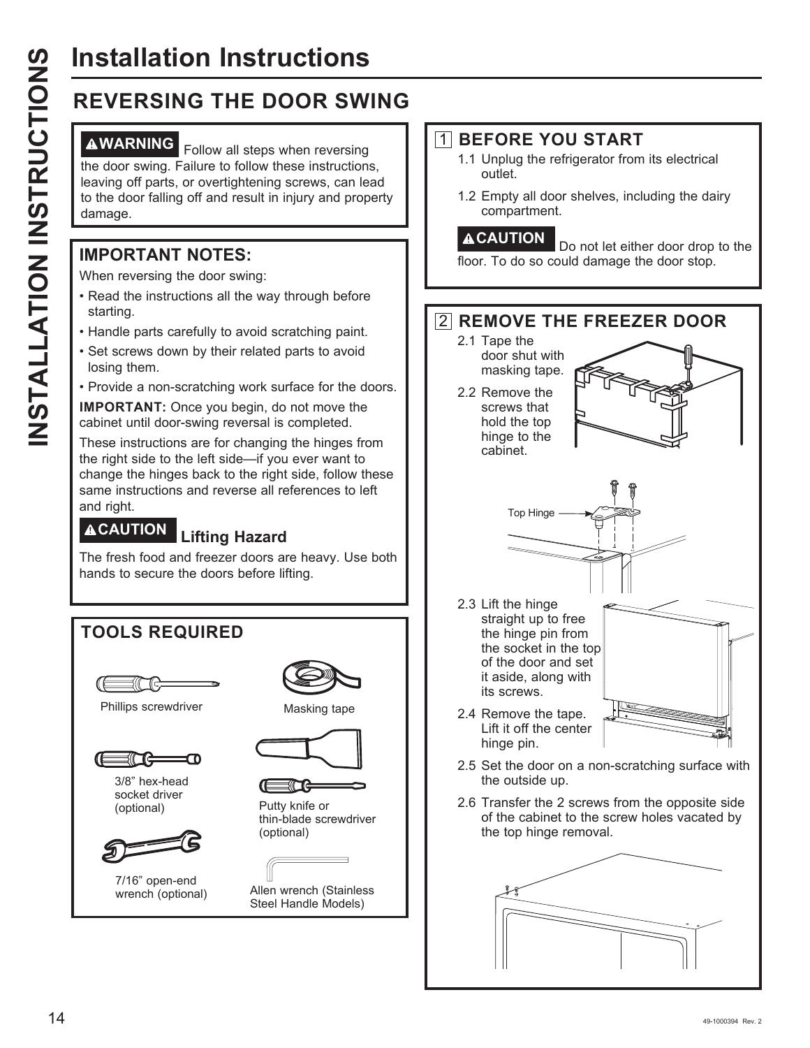# Installation Instructions

## REVERSING THE DOOR SWING

**⚠WARNING** Follow all steps when reversing the door swing. Failure to follow these instructions, leaving off parts, or overtightening screws, can lead to the door falling off and result in injury and property damage.

### IMPORTANT NOTES:

When reversing the door swing:

- Read the instructions all the way through before starting.
- Handle parts carefully to avoid scratching paint.
- Set screws down by their related parts to avoid losing them.
- Provide a non-scratching work surface for the doors.

**IMPORTANT:** Once you begin, do not move the cabinet until door-swing reversal is completed.

These instructions are for changing the hinges from the right side to the left side—if you ever want to change the hinges back to the right side, follow these same instructions and reverse all references to left and right.

**⚠CAUTION** **Lifting Hazard**

The fresh food and freezer doors are heavy. Use both hands to secure the doors before lifting.

### TOOLS REQUIRED

- Phillips screwdriver
- Masking tape
- 3/8" hex-head socket driver (optional)
- Putty knife or thin-blade screwdriver (optional)
- 7/16" open-end wrench (optional)
- Allen wrench (Stainless Steel Handle Models)

### 1 BEFORE YOU START

1.1 Unplug the refrigerator from its electrical outlet.

1.2 Empty all door shelves, including the dairy compartment.

**⚠CAUTION** Do not let either door drop to the floor. To do so could damage the door stop.

### 2 REMOVE THE FREEZER DOOR

2.1 Tape the door shut with masking tape.

2.2 Remove the screws that hold the top hinge to the cabinet.

Top Hinge

2.3 Lift the hinge straight up to free the hinge pin from the socket in the top of the door and set it aside, along with its screws.

2.4 Remove the tape. Lift it off the center hinge pin.

2.5 Set the door on a non-scratching surface with the outside up.

2.6 Transfer the 2 screws from the opposite side of the cabinet to the screw holes vacated by the top hinge removal.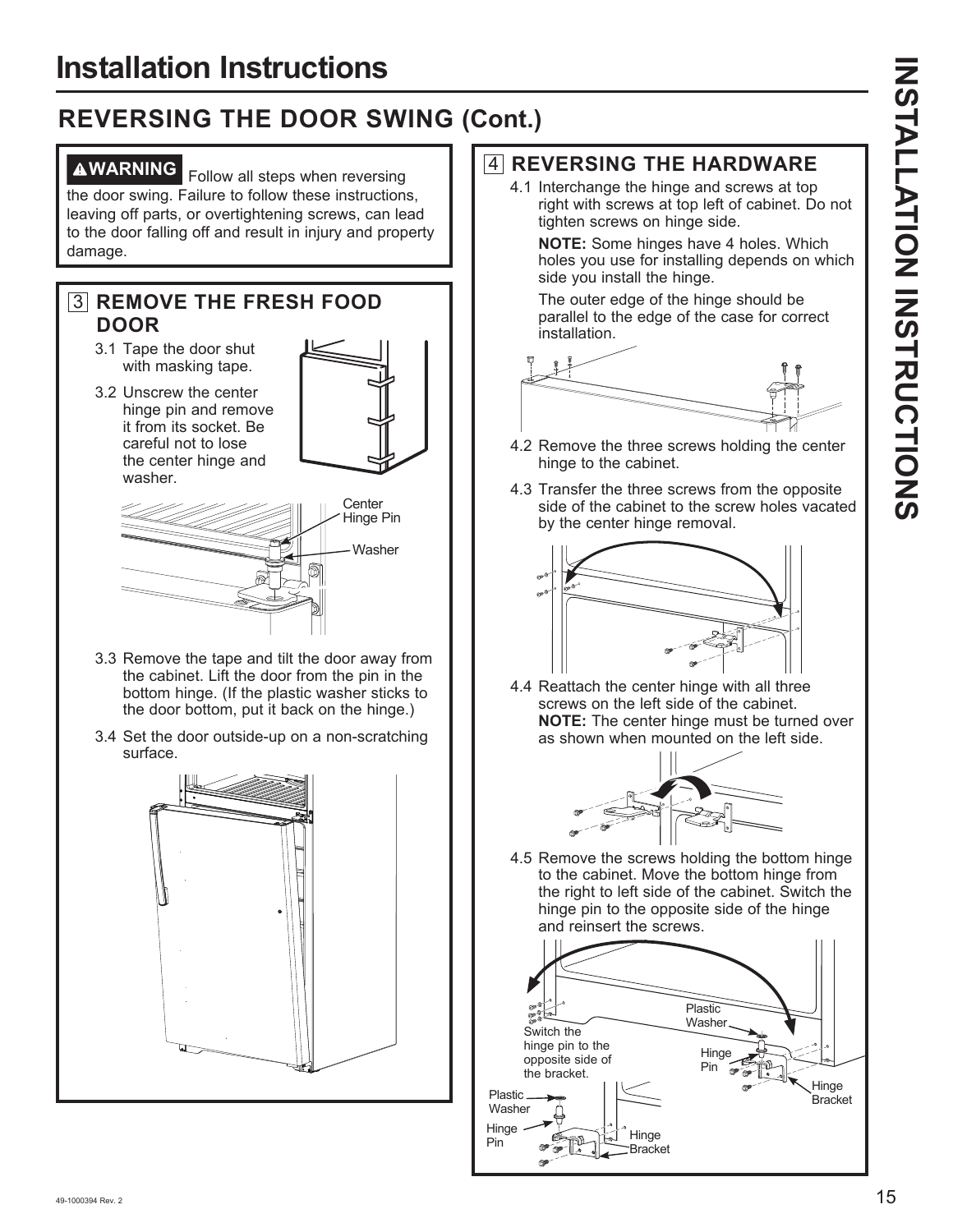# Installation Instructions

## REVERSING THE DOOR SWING (Cont.)

**⚠WARNING** Follow all steps when reversing the door swing. Failure to follow these instructions, leaving off parts, or overtightening screws, can lead to the door falling off and result in injury and property damage.

### 3 REMOVE THE FRESH FOOD DOOR

3.1 Tape the door shut with masking tape.

3.2 Unscrew the center hinge pin and remove it from its socket. Be careful not to lose the center hinge and washer.

Center Hinge Pin

Washer

3.3 Remove the tape and tilt the door away from the cabinet. Lift the door from the pin in the bottom hinge. (If the plastic washer sticks to the door bottom, put it back on the hinge.)

3.4 Set the door outside-up on a non-scratching surface.

### 4 REVERSING THE HARDWARE

4.1 Interchange the hinge and screws at top right with screws at top left of cabinet. Do not tighten screws on hinge side.

**NOTE:** Some hinges have 4 holes. Which holes you use for installing depends on which side you install the hinge.

The outer edge of the hinge should be parallel to the edge of the case for correct installation.

4.2 Remove the three screws holding the center hinge to the cabinet.

4.3 Transfer the three screws from the opposite side of the cabinet to the screw holes vacated by the center hinge removal.

4.4 Reattach the center hinge with all three screws on the left side of the cabinet. **NOTE:** The center hinge must be turned over as shown when mounted on the left side.

4.5 Remove the screws holding the bottom hinge to the cabinet. Move the bottom hinge from the right to left side of the cabinet. Switch the hinge pin to the opposite side of the hinge and reinsert the screws.

Switch the hinge pin to the opposite side of the bracket.

Plastic Washer

Hinge Pin

Hinge Bracket

49-1000394 Rev. 2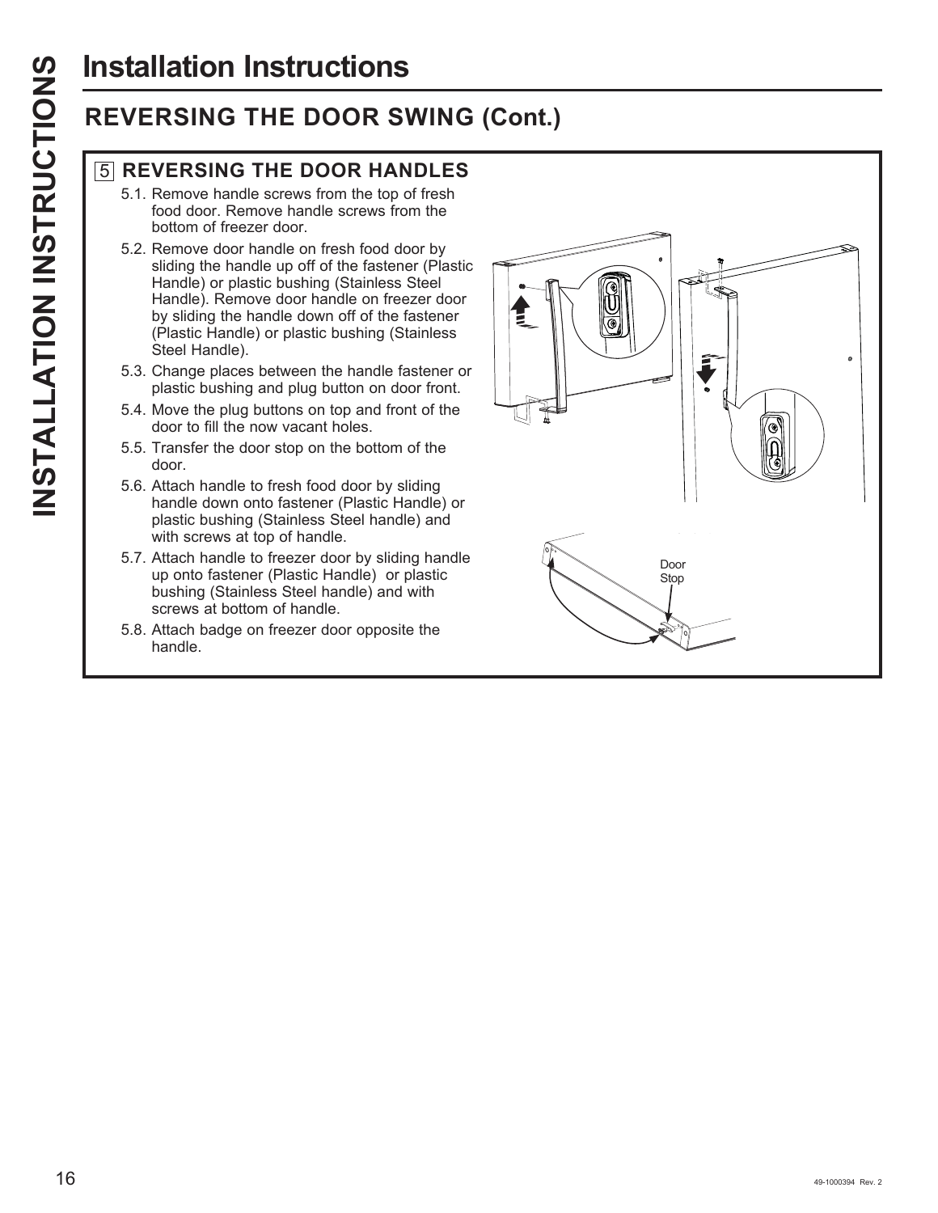# Installation Instructions

## REVERSING THE DOOR SWING (Cont.)

### 5 REVERSING THE DOOR HANDLES

5.1. Remove handle screws from the top of fresh food door. Remove handle screws from the bottom of freezer door.

5.2. Remove door handle on fresh food door by sliding the handle up off of the fastener (Plastic Handle) or plastic bushing (Stainless Steel Handle). Remove door handle on freezer door by sliding the handle down off of the fastener (Plastic Handle) or plastic bushing (Stainless Steel Handle).

5.3. Change places between the handle fastener or plastic bushing and plug button on door front.

5.4. Move the plug buttons on top and front of the door to fill the now vacant holes.

5.5. Transfer the door stop on the bottom of the door.

5.6. Attach handle to fresh food door by sliding handle down onto fastener (Plastic Handle) or plastic bushing (Stainless Steel handle) and with screws at top of handle.

5.7. Attach handle to freezer door by sliding handle up onto fastener (Plastic Handle) or plastic bushing (Stainless Steel handle) and with screws at bottom of handle.

5.8. Attach badge on freezer door opposite the handle.

Door Stop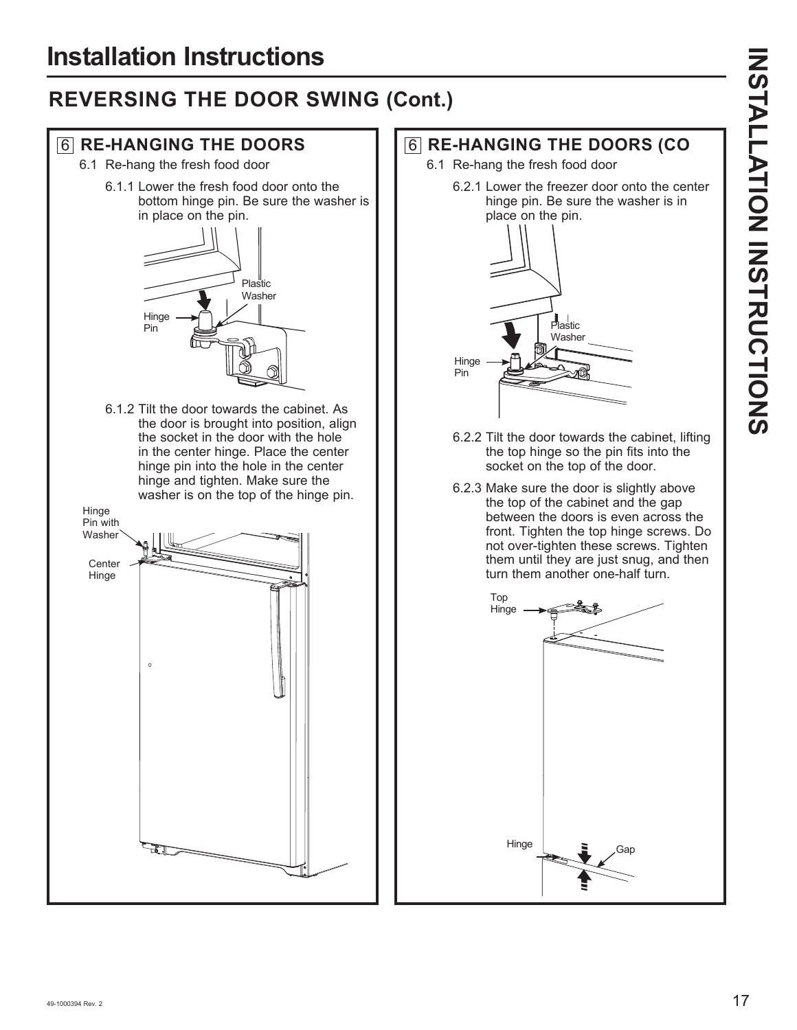# Installation Instructions

## REVERSING THE DOOR SWING (Cont.)

### 6 RE-HANGING THE DOORS

6.1 Re-hang the fresh food door

6.1.1 Lower the fresh food door onto the bottom hinge pin. Be sure the washer is in place on the pin.

Plastic Washer

Hinge Pin

6.1.2 Tilt the door towards the cabinet. As the door is brought into position, align the socket in the door with the hole in the center hinge. Place the center hinge pin into the hole in the center hinge and tighten. Make sure the washer is on the top of the hinge pin.

Hinge Pin with Washer

Center Hinge

### 6 RE-HANGING THE DOORS (CO

6.1 Re-hang the fresh food door

6.2.1 Lower the freezer door onto the center hinge pin. Be sure the washer is in place on the pin.

Plastic Washer

Hinge Pin

6.2.2 Tilt the door towards the cabinet, lifting the top hinge so the pin fits into the socket on the top of the door.

6.2.3 Make sure the door is slightly above the top of the cabinet and the gap between the doors is even across the front. Tighten the top hinge screws. Do not over-tighten these screws. Tighten them until they are just snug, and then turn them another one-half turn.

Top Hinge

Hinge

Gap